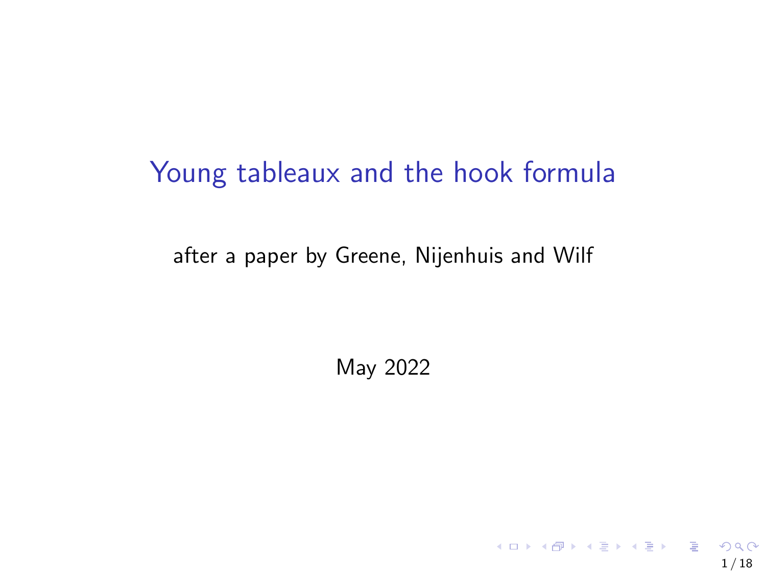# Young tableaux and the hook formula

after a paper by Greene, Nijenhuis and Wilf

May 2022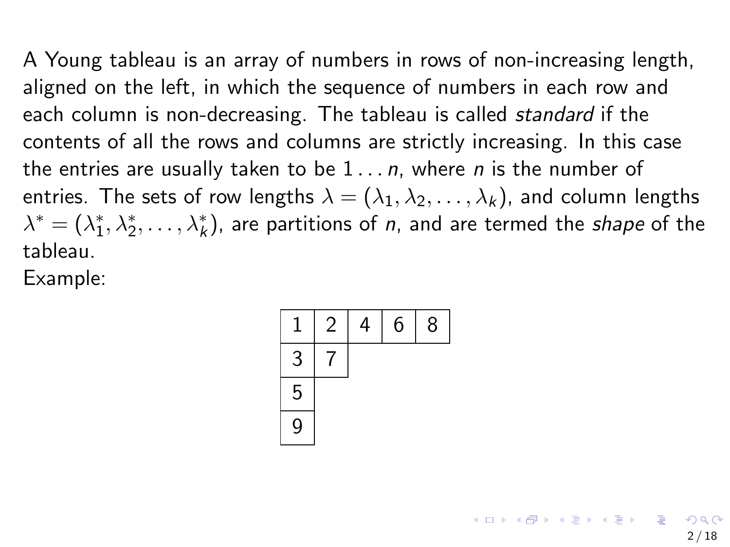A Young tableau is an array of numbers in rows of non-increasing length, aligned on the left, in which the sequence of numbers in each row and each column is non-decreasing. The tableau is called *standard* if the contents of all the rows and columns are strictly increasing. In this case the entries are usually taken to be $1 \dots n$, where $n$ is the number of entries. The sets of row lengths $\lambda = (\lambda_1, \lambda_2, \dots, \lambda_k)$, and column lengths $\lambda^* = (\lambda^*_1, \lambda^*_2, \dots, \lambda^*_k)$, are partitions of $n$, and are termed the *shape* of the tableau.

Example:

| 1 | 2 | 4 | 6 | 8 |
|---|---|---|---|---|
| 3 | 7 | | | |
| 5 | | | | |
| 9 | | | | |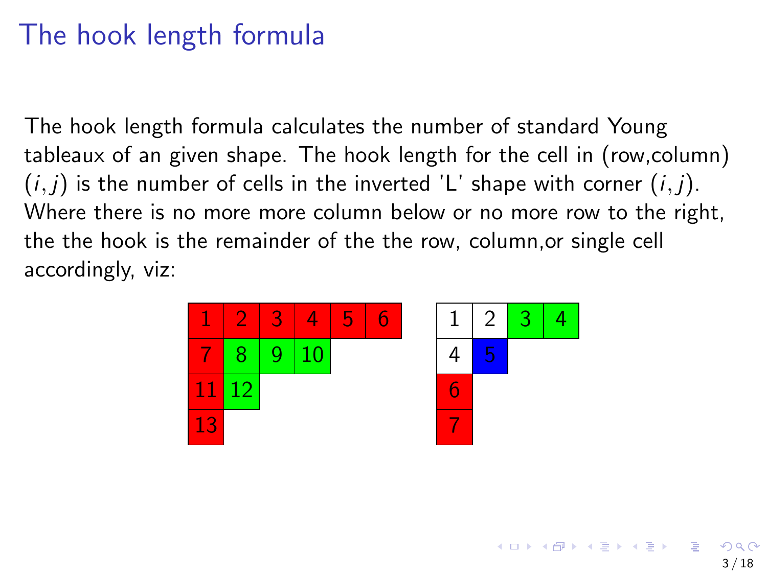# The hook length formula

The hook length formula calculates the number of standard Young tableaux of an given shape. The hook length for the cell in (row,column) $(i,j)$ is the number of cells in the inverted 'L' shape with corner $(i,j)$. Where there is no more more column below or no more row to the right, the the hook is the remainder of the the row, column,or single cell accordingly, viz:

| | | | | | |
|---|---|---|---|---|---|
| 1 | 2 | 3 | 4 | 5 | 6 |
| 7 | 8 | 9 | 10 | | |
| 11 | 12 | | | | |
| 13 | | | | | |

| | | | |
|---|---|---|---|
| 1 | 2 | 3 | 4 |
| 4 | 5 | | |
| 6 | | | |
| 7 | | | |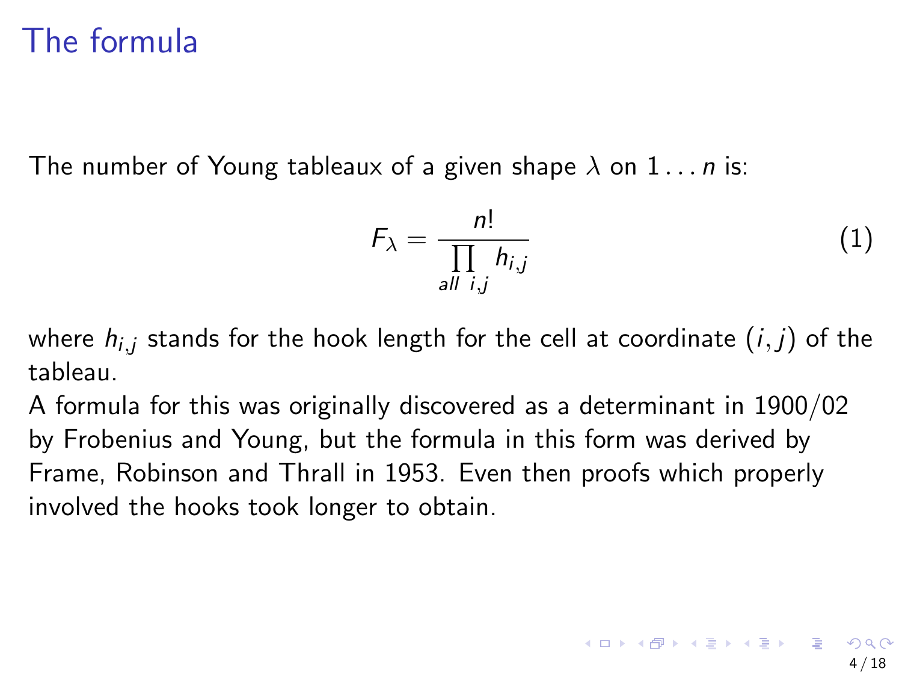# The formula

The number of Young tableaux of a given shape $\lambda$ on $1 \ldots n$ is:

$$F_\lambda = \frac{n!}{\prod\limits_{all\ \ i,j} h_{i,j}} \tag{1}$$

where $h_{i,j}$ stands for the hook length for the cell at coordinate $(i, j)$ of the tableau.
A formula for this was originally discovered as a determinant in 1900/02 by Frobenius and Young, but the formula in this form was derived by Frame, Robinson and Thrall in 1953. Even then proofs which properly involved the hooks took longer to obtain.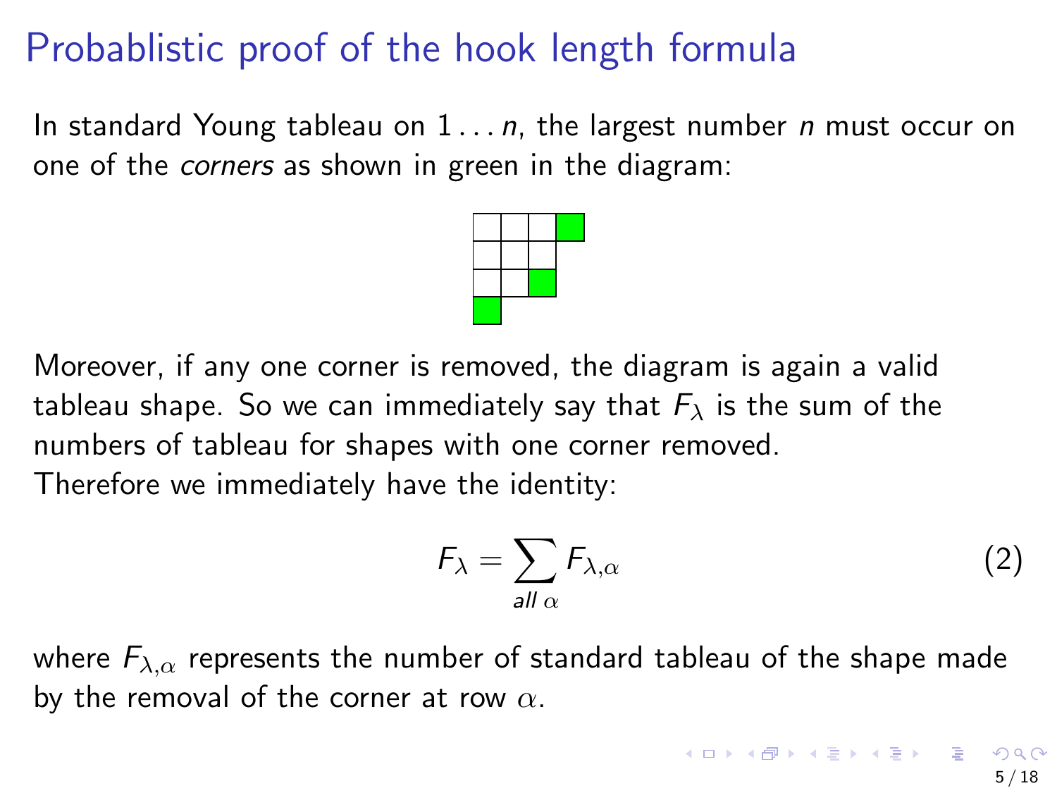# Probablistic proof of the hook length formula

In standard Young tableau on $1 \dots n$, the largest number $n$ must occur on one of the *corners* as shown in green in the diagram:

Moreover, if any one corner is removed, the diagram is again a valid tableau shape. So we can immediately say that $F_\lambda$ is the sum of the numbers of tableau for shapes with one corner removed.
Therefore we immediately have the identity:

$$F_\lambda = \sum_{all\ \alpha} F_{\lambda,\alpha} \tag{2}$$

where $F_{\lambda,\alpha}$ represents the number of standard tableau of the shape made by the removal of the corner at row $\alpha$.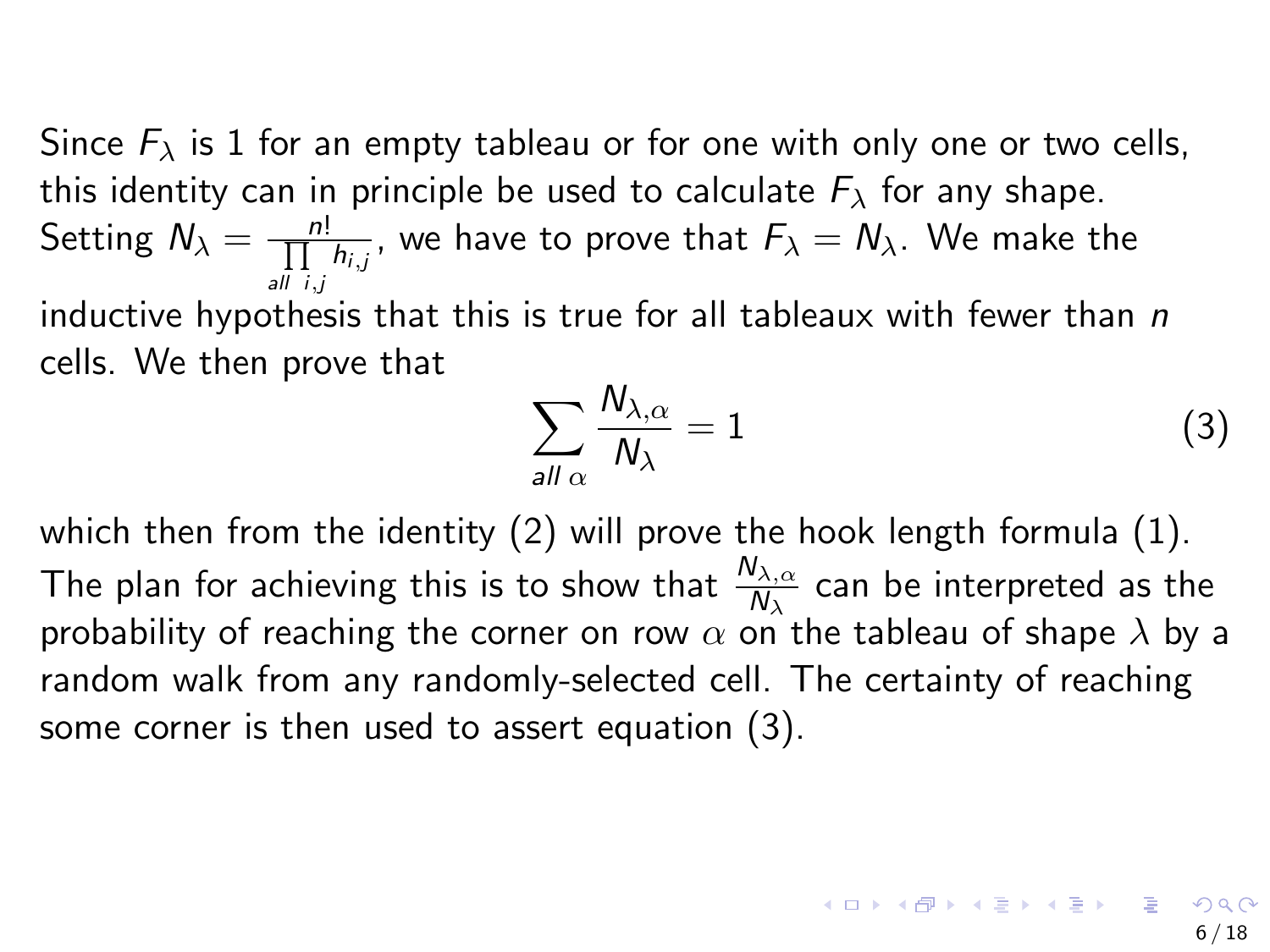Since $F_\lambda$ is 1 for an empty tableau or for one with only one or two cells, this identity can in principle be used to calculate $F_\lambda$ for any shape. Setting $N_\lambda = \frac{n!}{\prod\limits_{all \; i,j} h_{i,j}}$, we have to prove that $F_\lambda = N_\lambda$. We make the inductive hypothesis that this is true for all tableaux with fewer than $n$ cells. We then prove that

$$\sum_{all \; \alpha} \frac{N_{\lambda,\alpha}}{N_\lambda} = 1 \tag{3}$$

which then from the identity (2) will prove the hook length formula (1). The plan for achieving this is to show that $\frac{N_{\lambda,\alpha}}{N_\lambda}$ can be interpreted as the probability of reaching the corner on row $\alpha$ on the tableau of shape $\lambda$ by a random walk from any randomly-selected cell. The certainty of reaching some corner is then used to assert equation (3).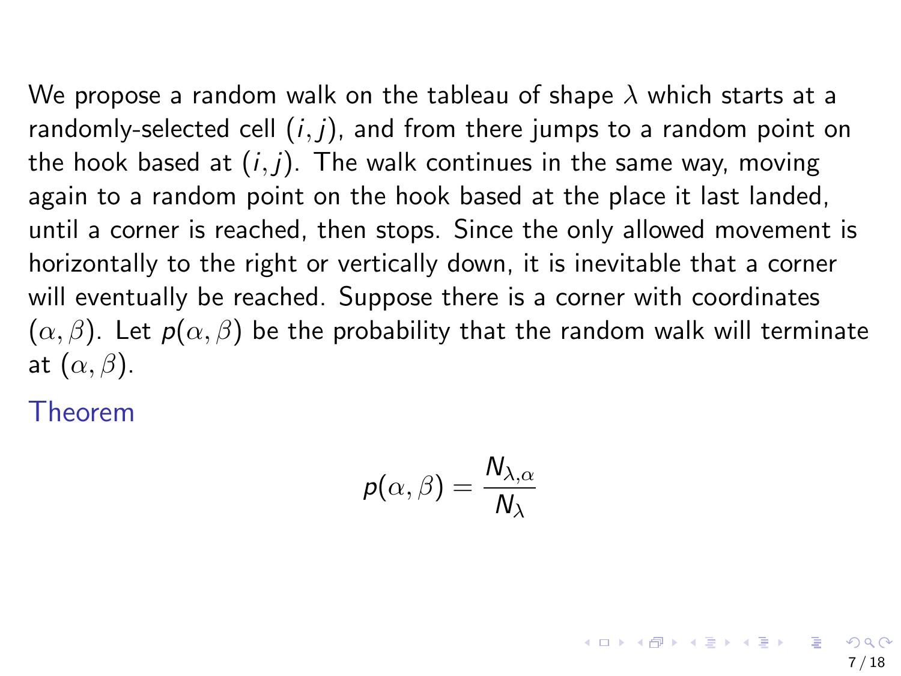We propose a random walk on the tableau of shape $\lambda$ which starts at a randomly-selected cell $(i, j)$, and from there jumps to a random point on the hook based at $(i, j)$. The walk continues in the same way, moving again to a random point on the hook based at the place it last landed, until a corner is reached, then stops. Since the only allowed movement is horizontally to the right or vertically down, it is inevitable that a corner will eventually be reached. Suppose there is a corner with coordinates $(\alpha, \beta)$. Let $p(\alpha, \beta)$ be the probability that the random walk will terminate at $(\alpha, \beta)$.

### Theorem

$$p(\alpha, \beta) = \frac{N_{\lambda,\alpha}}{N_\lambda}$$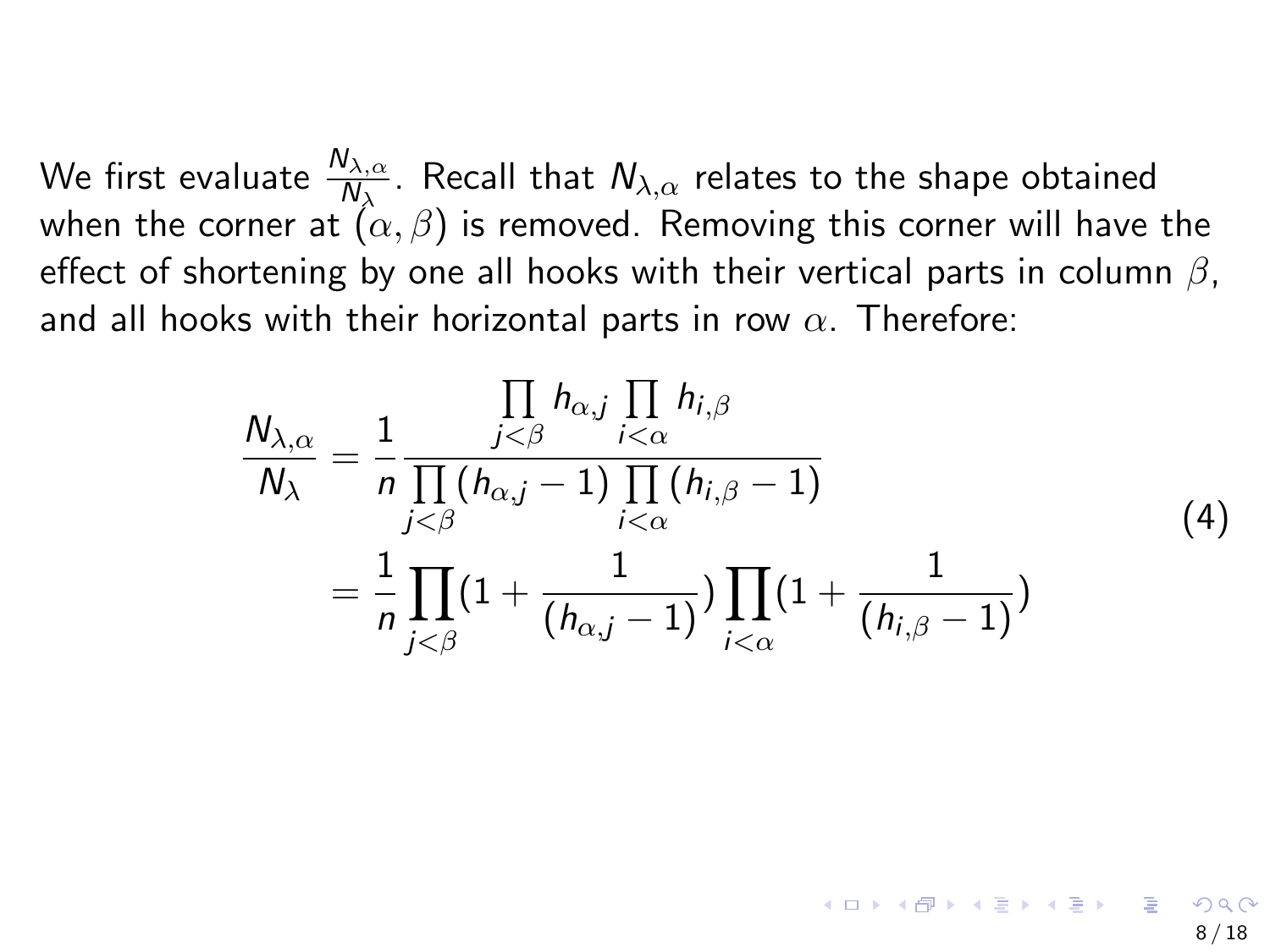We first evaluate $\frac{N_{\lambda,\alpha}}{N_\lambda}$. Recall that $N_{\lambda,\alpha}$ relates to the shape obtained when the corner at $(\alpha, \beta)$ is removed. Removing this corner will have the effect of shortening by one all hooks with their vertical parts in column $\beta$, and all hooks with their horizontal parts in row $\alpha$. Therefore:

$$
\begin{aligned}
\frac{N_{\lambda,\alpha}}{N_\lambda} &= \frac{1}{n} \frac{\prod\limits_{j<\beta} h_{\alpha,j} \prod\limits_{i<\alpha} h_{i,\beta}}{\prod\limits_{j<\beta} (h_{\alpha,j} - 1) \prod\limits_{i<\alpha} (h_{i,\beta} - 1)} \\
&= \frac{1}{n} \prod_{j<\beta} (1 + \frac{1}{(h_{\alpha,j} - 1)}) \prod_{i<\alpha} (1 + \frac{1}{(h_{i,\beta} - 1)})
\end{aligned}
\tag{4}
$$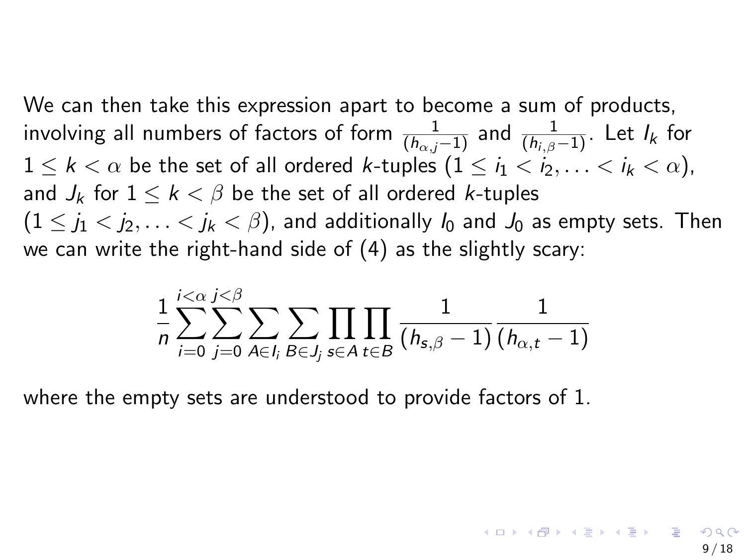We can then take this expression apart to become a sum of products, involving all numbers of factors of form $\frac{1}{(h_{\alpha,j}-1)}$ and $\frac{1}{(h_{i,\beta}-1)}$. Let $I_k$ for $1 \leq k < \alpha$ be the set of all ordered $k$-tuples $(1 \leq i_1 < i_2, \ldots < i_k < \alpha)$, and $J_k$ for $1 \leq k < \beta$ be the set of all ordered $k$-tuples $(1 \leq j_1 < j_2, \ldots < j_k < \beta)$, and additionally $I_0$ and $J_0$ as empty sets. Then we can write the right-hand side of (4) as the slightly scary:

$$\frac{1}{n}\sum_{i=0}^{i<\alpha}\sum_{j=0}^{j<\beta}\sum_{A\in I_i}\sum_{B\in J_j}\prod_{s\in A}\prod_{t\in B}\frac{1}{(h_{s,\beta}-1)}\frac{1}{(h_{\alpha,t}-1)}$$

where the empty sets are understood to provide factors of 1.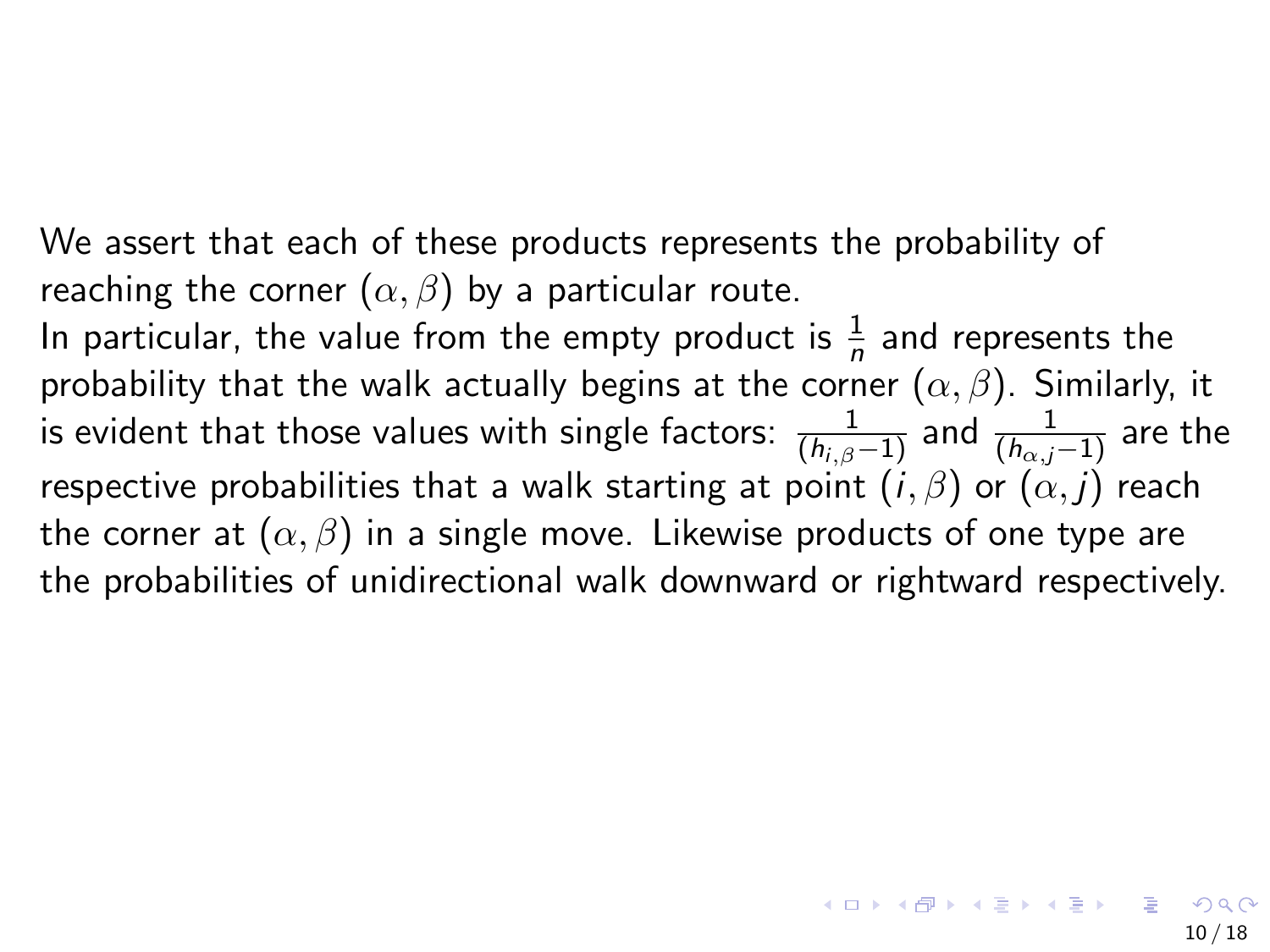We assert that each of these products represents the probability of reaching the corner $(\alpha, \beta)$ by a particular route.

In particular, the value from the empty product is $\frac{1}{n}$ and represents the probability that the walk actually begins at the corner $(\alpha, \beta)$. Similarly, it is evident that those values with single factors: $\frac{1}{(h_{i,\beta}-1)}$ and $\frac{1}{(h_{\alpha,j}-1)}$ are the respective probabilities that a walk starting at point $(i, \beta)$ or $(\alpha, j)$ reach the corner at $(\alpha, \beta)$ in a single move. Likewise products of one type are the probabilities of unidirectional walk downward or rightward respectively.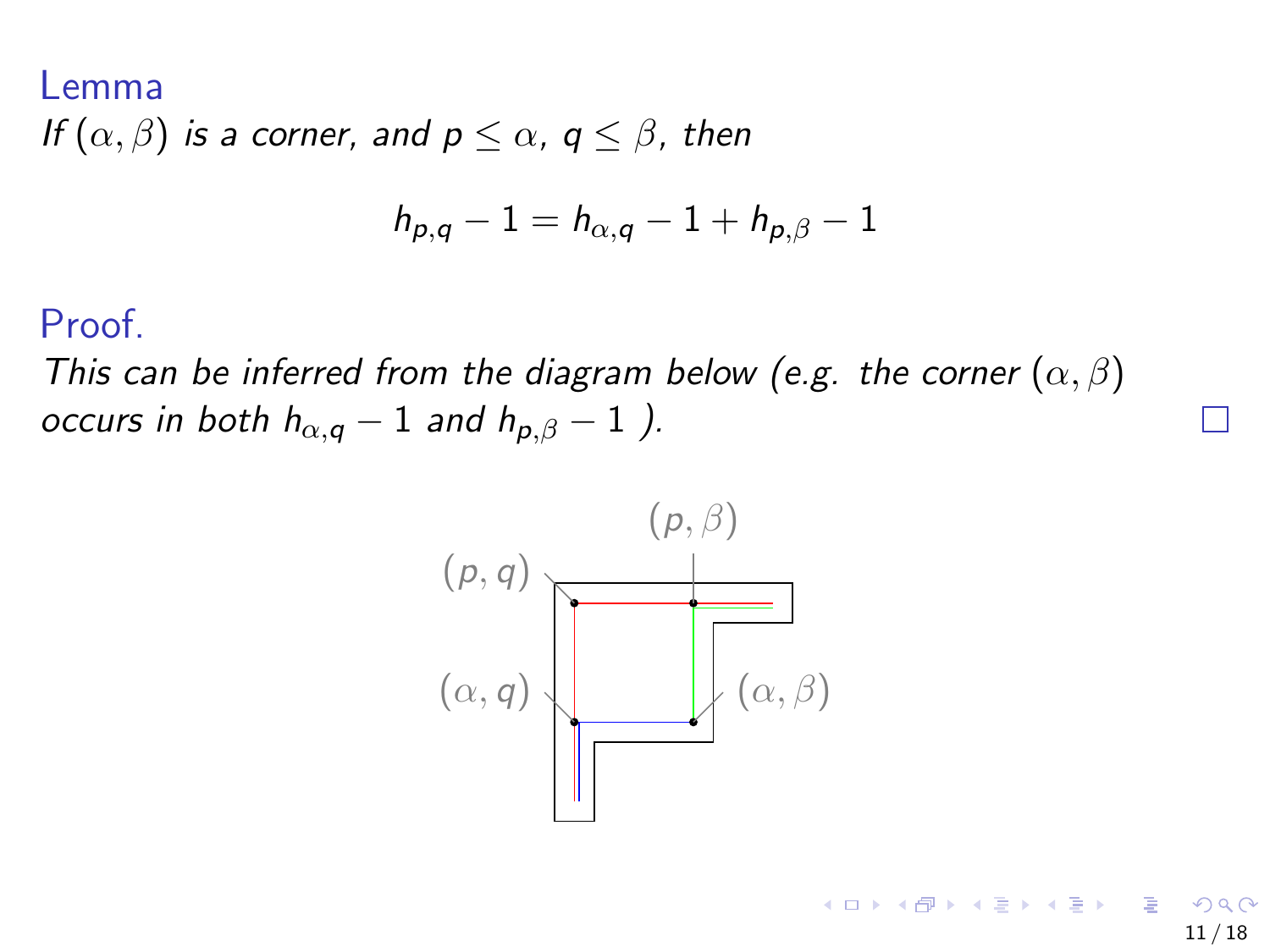**Lemma**

*If $(\alpha, \beta)$ is a corner, and $p \leq \alpha$, $q \leq \beta$, then*

$$h_{p,q} - 1 = h_{\alpha,q} - 1 + h_{p,\beta} - 1$$

**Proof.**

*This can be inferred from the diagram below (e.g. the corner $(\alpha, \beta)$ occurs in both $h_{\alpha,q} - 1$ and $h_{p,\beta} - 1$ ).* □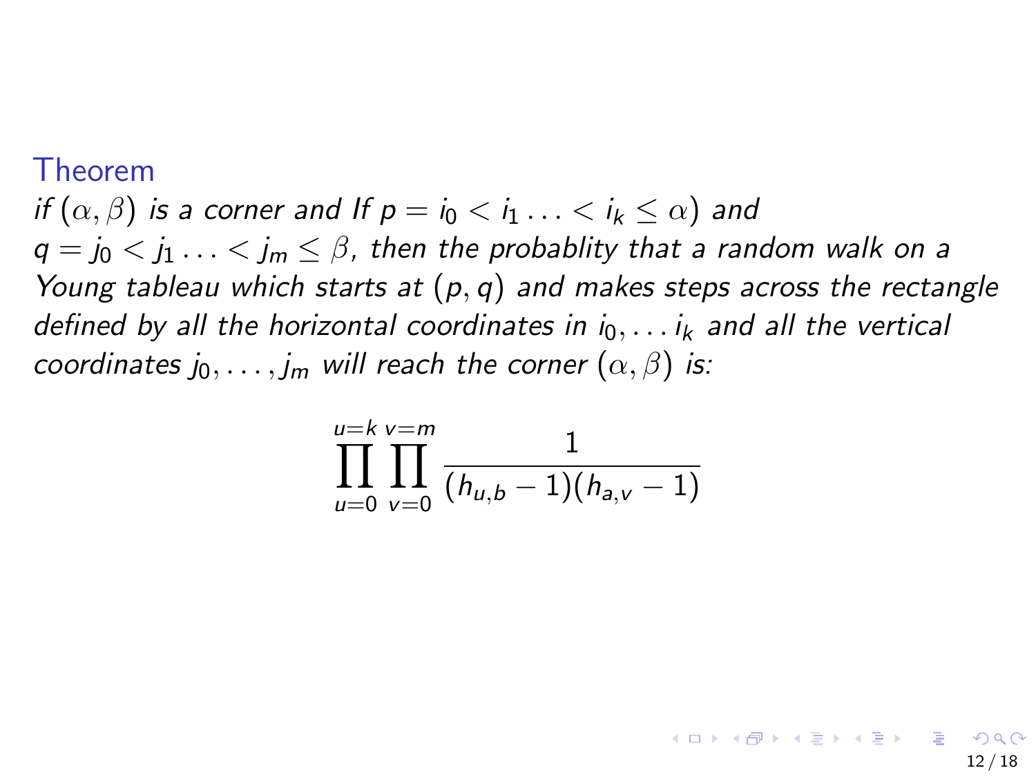### Theorem

*if $(\alpha, \beta)$ is a corner and If $p = i_0 < i_1 \ldots < i_k \leq \alpha)$ and $q = j_0 < j_1 \ldots < j_m \leq \beta$, then the probablity that a random walk on a Young tableau which starts at $(p, q)$ and makes steps across the rectangle defined by all the horizontal coordinates in $i_0, \ldots i_k$ and all the vertical coordinates $j_0, \ldots, j_m$ will reach the corner $(\alpha, \beta)$ is:*

$$\prod_{u=0}^{u=k} \prod_{v=0}^{v=m} \frac{1}{(h_{u,b} - 1)(h_{a,v} - 1)}$$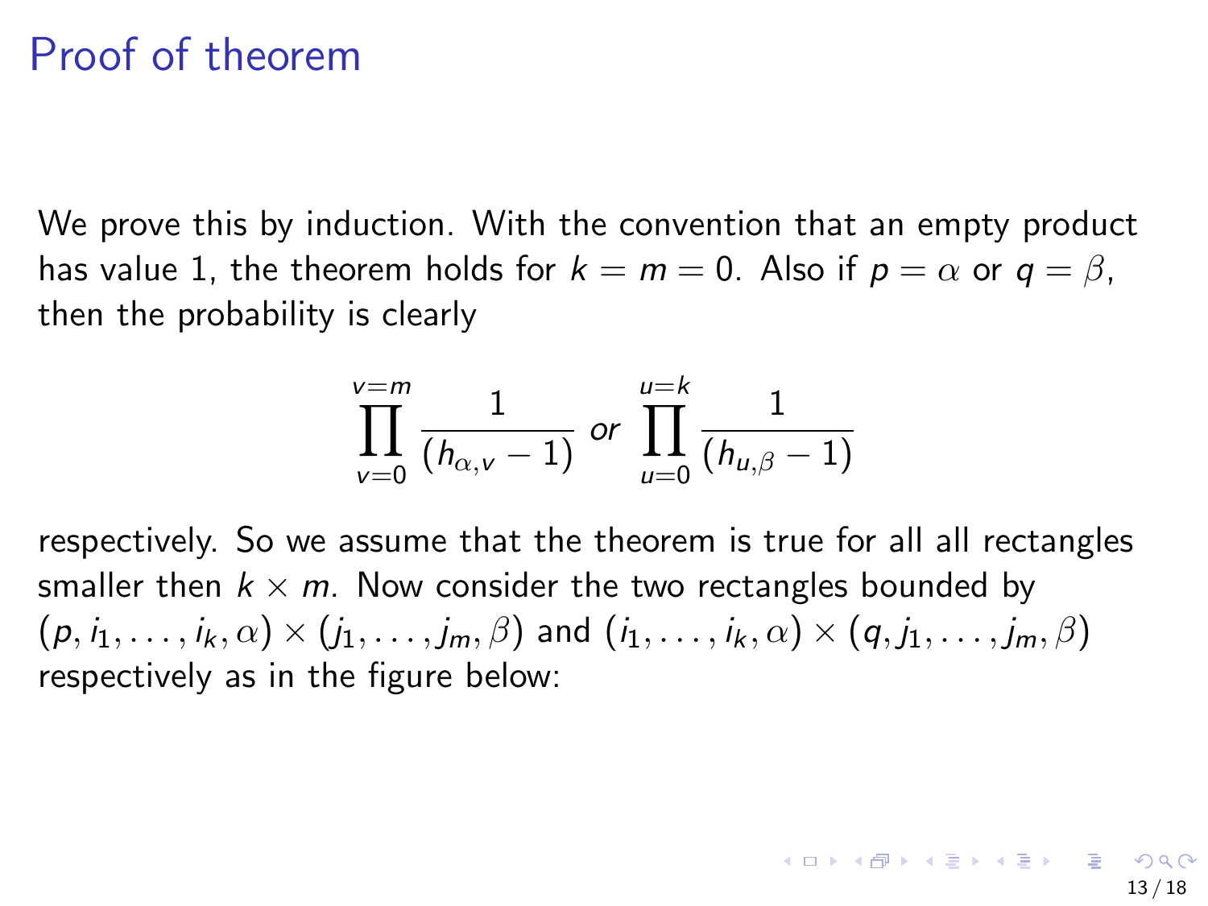# Proof of theorem

We prove this by induction. With the convention that an empty product has value 1, the theorem holds for $k = m = 0$. Also if $p = \alpha$ or $q = \beta$, then the probability is clearly

$$\prod_{v=0}^{v=m} \frac{1}{(h_{\alpha,v} - 1)} \text{ or } \prod_{u=0}^{u=k} \frac{1}{(h_{u,\beta} - 1)}$$

respectively. So we assume that the theorem is true for all all rectangles smaller then $k \times m$. Now consider the two rectangles bounded by $(p, i_1, \ldots, i_k, \alpha) \times (j_1, \ldots, j_m, \beta)$ and $(i_1, \ldots, i_k, \alpha) \times (q, j_1, \ldots, j_m, \beta)$ respectively as in the figure below: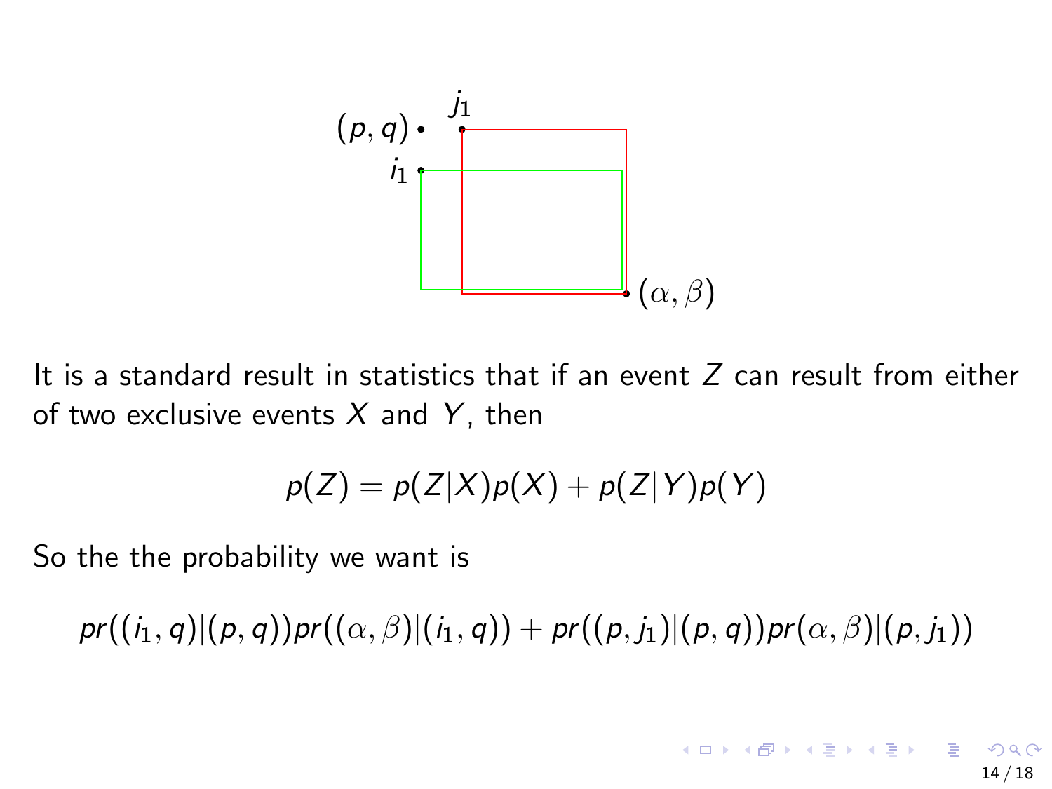It is a standard result in statistics that if an event $Z$ can result from either of two exclusive events $X$ and $Y$, then

$$p(Z) = p(Z|X)p(X) + p(Z|Y)p(Y)$$

So the the probability we want is

$$pr((i_1, q)|(p, q))pr((\alpha, \beta)|(i_1, q)) + pr((p, j_1)|(p, q))pr(\alpha, \beta)|(p, j_1))$$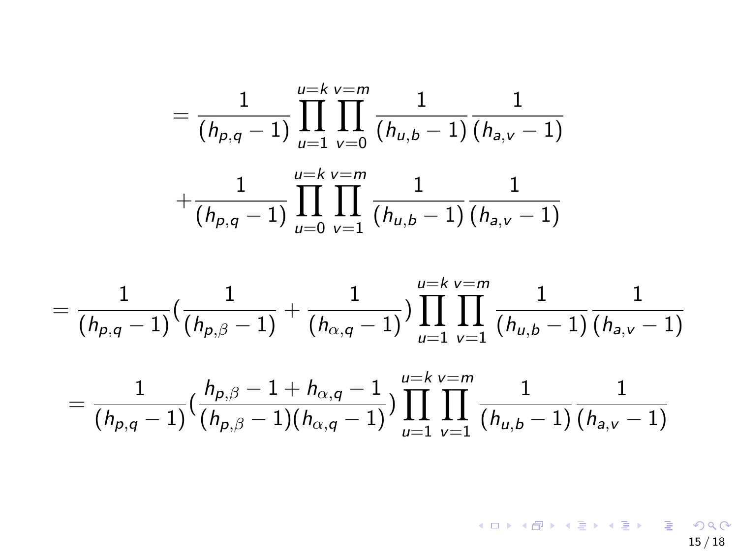$$= \frac{1}{(h_{p,q}-1)} \prod_{u=1}^{u=k} \prod_{v=0}^{v=m} \frac{1}{(h_{u,b}-1)} \frac{1}{(h_{a,v}-1)}$$

$$+ \frac{1}{(h_{p,q}-1)} \prod_{u=0}^{u=k} \prod_{v=1}^{v=m} \frac{1}{(h_{u,b}-1)} \frac{1}{(h_{a,v}-1)}$$

$$= \frac{1}{(h_{p,q}-1)} \left(\frac{1}{(h_{p,\beta}-1)} + \frac{1}{(h_{\alpha,q}-1)}\right) \prod_{u=1}^{u=k} \prod_{v=1}^{v=m} \frac{1}{(h_{u,b}-1)} \frac{1}{(h_{a,v}-1)}$$

$$= \frac{1}{(h_{p,q}-1)} \left(\frac{h_{p,\beta}-1+h_{\alpha,q}-1}{(h_{p,\beta}-1)(h_{\alpha,q}-1)}\right) \prod_{u=1}^{u=k} \prod_{v=1}^{v=m} \frac{1}{(h_{u,b}-1)} \frac{1}{(h_{a,v}-1)}$$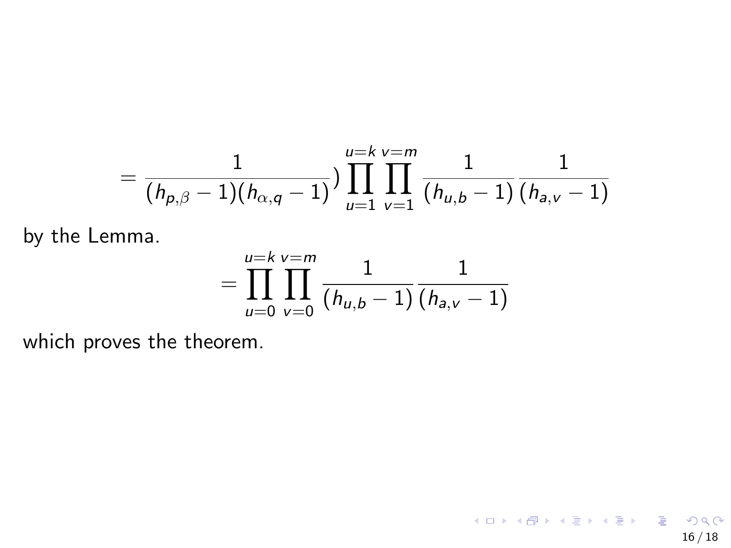$$= \frac{1}{(h_{p,\beta}-1)(h_{\alpha,q}-1)}) \prod_{u=1}^{u=k} \prod_{v=1}^{v=m} \frac{1}{(h_{u,b}-1)} \frac{1}{(h_{a,v}-1)}$$

by the Lemma.

$$= \prod_{u=0}^{u=k} \prod_{v=0}^{v=m} \frac{1}{(h_{u,b}-1)} \frac{1}{(h_{a,v}-1)}$$

which proves the theorem.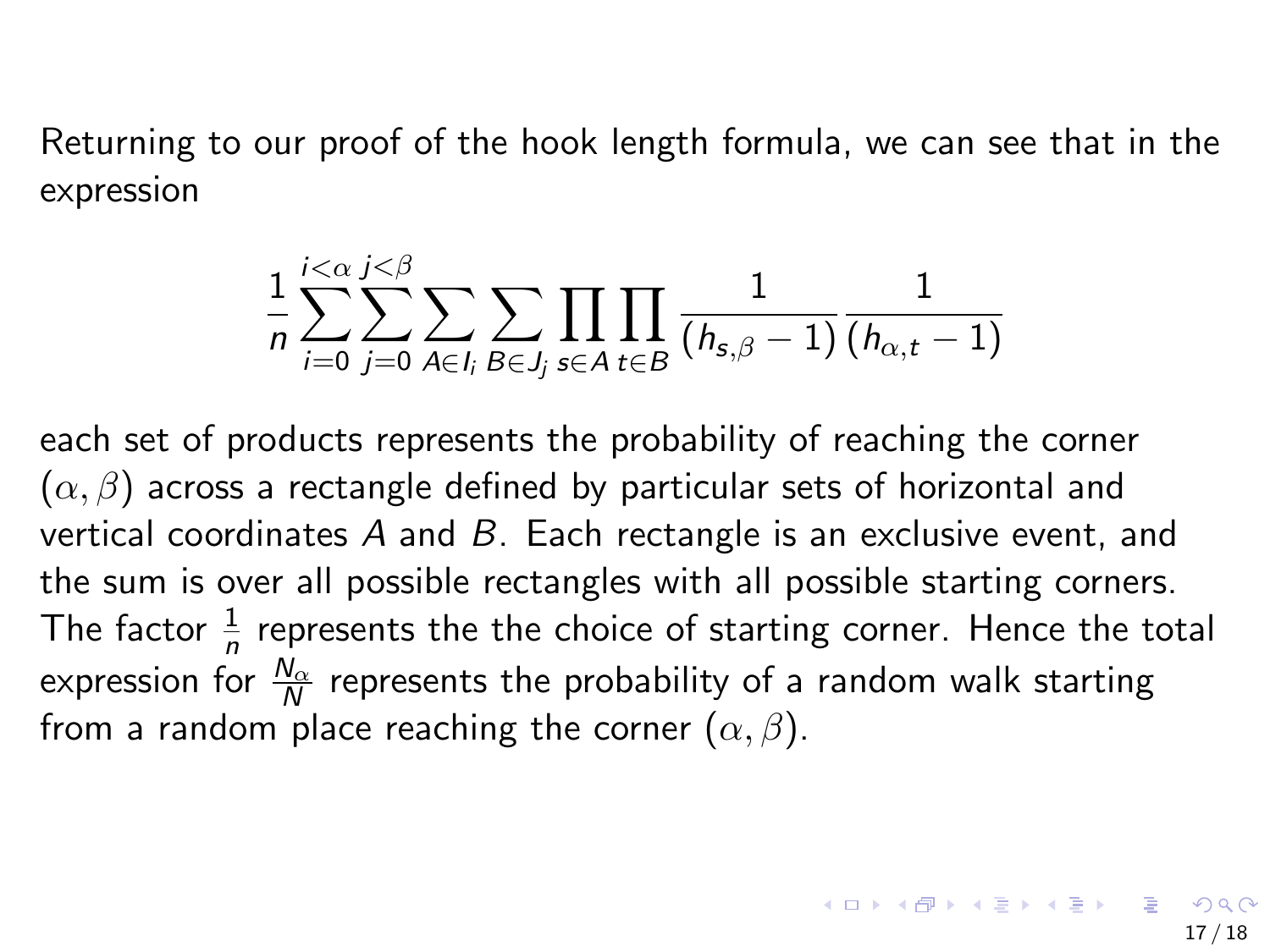Returning to our proof of the hook length formula, we can see that in the expression

$$\frac{1}{n}\sum_{i=0}^{i<\alpha}\sum_{j=0}^{j<\beta}\sum_{A\in I_i}\sum_{B\in J_j}\prod_{s\in A}\prod_{t\in B}\frac{1}{(h_{s,\beta}-1)}\frac{1}{(h_{\alpha,t}-1)}$$

each set of products represents the probability of reaching the corner $(\alpha, \beta)$ across a rectangle defined by particular sets of horizontal and vertical coordinates $A$ and $B$. Each rectangle is an exclusive event, and the sum is over all possible rectangles with all possible starting corners. The factor $\frac{1}{n}$ represents the the choice of starting corner. Hence the total expression for $\frac{N_\alpha}{N}$ represents the probability of a random walk starting from a random place reaching the corner $(\alpha, \beta)$.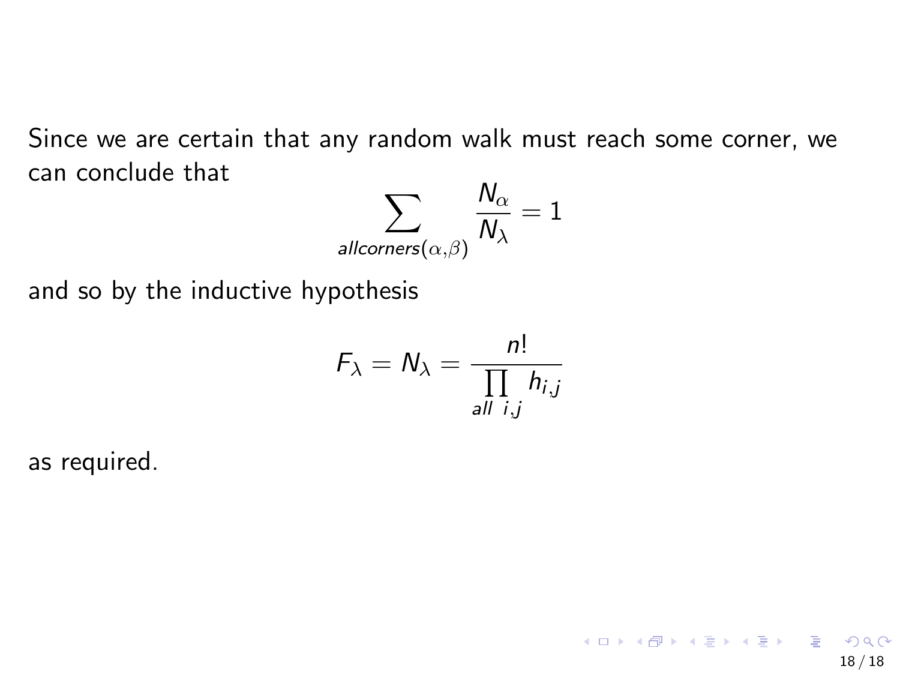Since we are certain that any random walk must reach some corner, we can conclude that

$$\sum_{allcorners(\alpha,\beta)} \frac{N_\alpha}{N_\lambda} = 1$$

and so by the inductive hypothesis

$$F_\lambda = N_\lambda = \frac{n!}{\prod_{all \;\; i,j} h_{i,j}}$$

as required.